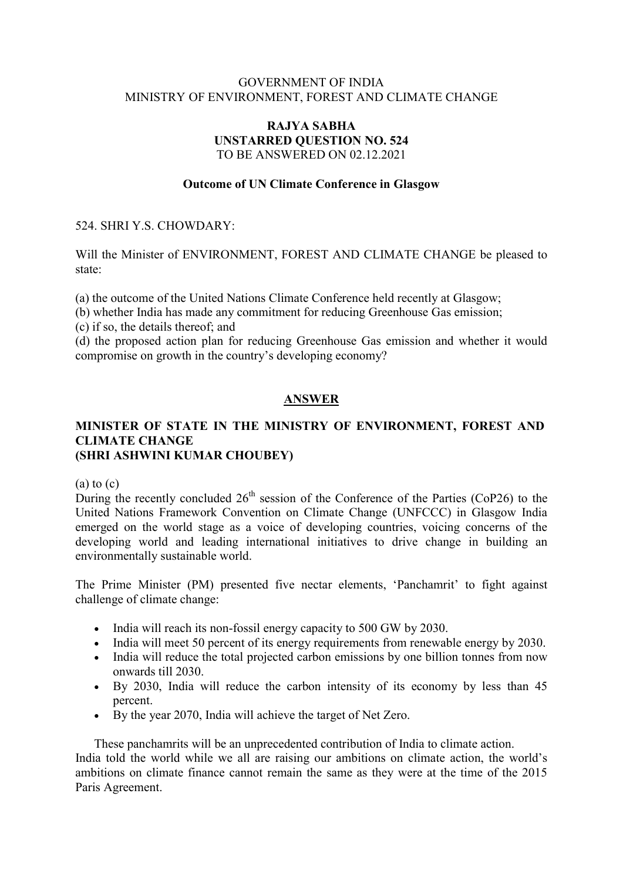GOVERNMENT OF INDIA
MINISTRY OF ENVIRONMENT, FOREST AND CLIMATE CHANGE

**RAJYA SABHA**
**UNSTARRED QUESTION NO. 524**
TO BE ANSWERED ON 02.12.2021

**Outcome of UN Climate Conference in Glasgow**

524. SHRI Y.S. CHOWDARY:

Will the Minister of ENVIRONMENT, FOREST AND CLIMATE CHANGE be pleased to state:

(a) the outcome of the United Nations Climate Conference held recently at Glasgow;
(b) whether India has made any commitment for reducing Greenhouse Gas emission;
(c) if so, the details thereof; and
(d) the proposed action plan for reducing Greenhouse Gas emission and whether it would compromise on growth in the country's developing economy?

**ANSWER**

**MINISTER OF STATE IN THE MINISTRY OF ENVIRONMENT, FOREST AND CLIMATE CHANGE**
**(SHRI ASHWINI KUMAR CHOUBEY)**

(a) to (c)
During the recently concluded 26th session of the Conference of the Parties (CoP26) to the United Nations Framework Convention on Climate Change (UNFCCC) in Glasgow India emerged on the world stage as a voice of developing countries, voicing concerns of the developing world and leading international initiatives to drive change in building an environmentally sustainable world.

The Prime Minister (PM) presented five nectar elements, 'Panchamrit' to fight against challenge of climate change:

- India will reach its non-fossil energy capacity to 500 GW by 2030.
- India will meet 50 percent of its energy requirements from renewable energy by 2030.
- India will reduce the total projected carbon emissions by one billion tonnes from now onwards till 2030.
- By 2030, India will reduce the carbon intensity of its economy by less than 45 percent.
- By the year 2070, India will achieve the target of Net Zero.

These panchamrits will be an unprecedented contribution of India to climate action.
India told the world while we all are raising our ambitions on climate action, the world's ambitions on climate finance cannot remain the same as they were at the time of the 2015 Paris Agreement.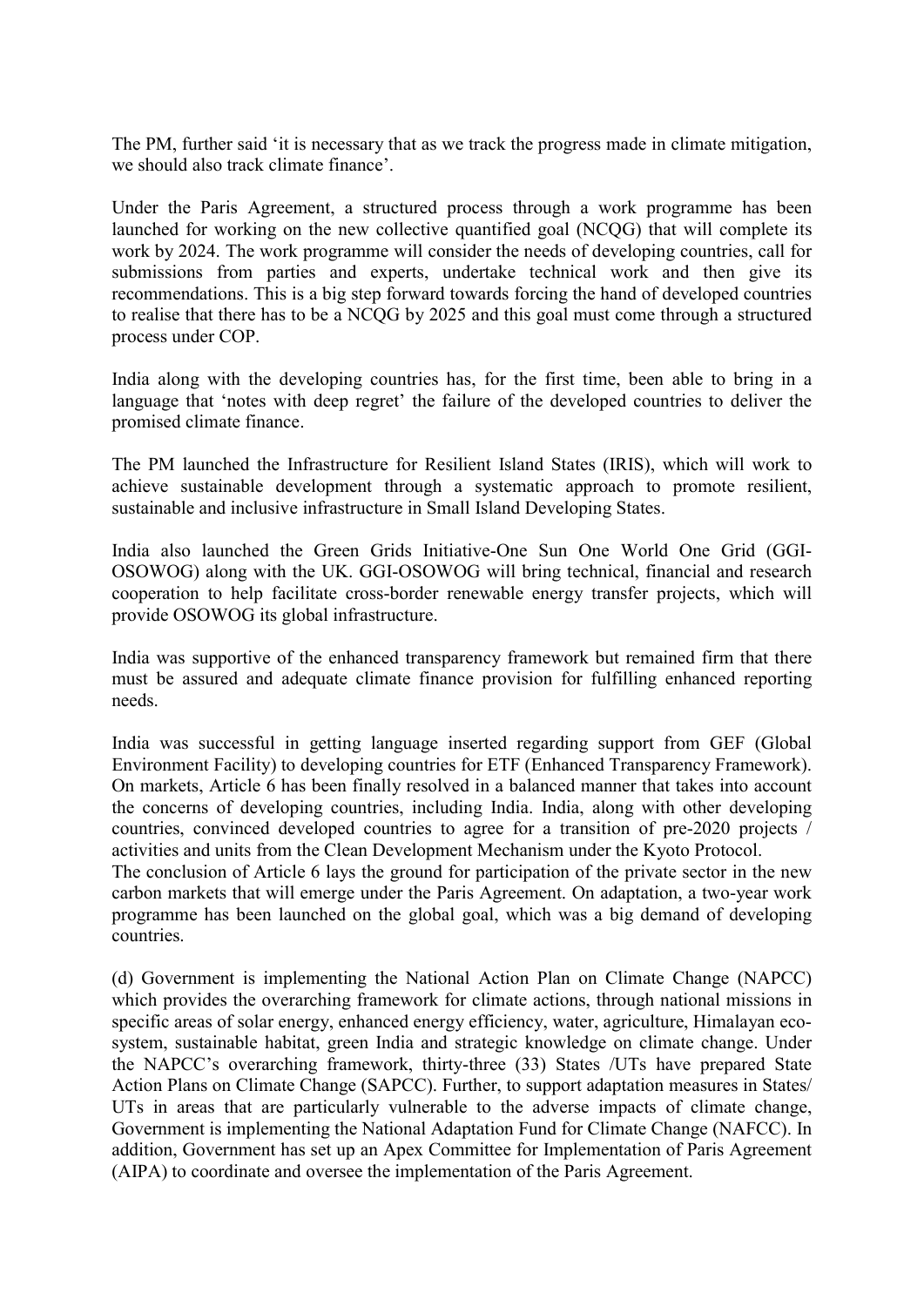The PM, further said 'it is necessary that as we track the progress made in climate mitigation, we should also track climate finance'.

Under the Paris Agreement, a structured process through a work programme has been launched for working on the new collective quantified goal (NCQG) that will complete its work by 2024. The work programme will consider the needs of developing countries, call for submissions from parties and experts, undertake technical work and then give its recommendations. This is a big step forward towards forcing the hand of developed countries to realise that there has to be a NCQG by 2025 and this goal must come through a structured process under COP.

India along with the developing countries has, for the first time, been able to bring in a language that 'notes with deep regret' the failure of the developed countries to deliver the promised climate finance.

The PM launched the Infrastructure for Resilient Island States (IRIS), which will work to achieve sustainable development through a systematic approach to promote resilient, sustainable and inclusive infrastructure in Small Island Developing States.

India also launched the Green Grids Initiative-One Sun One World One Grid (GGI-OSOWOG) along with the UK. GGI-OSOWOG will bring technical, financial and research cooperation to help facilitate cross-border renewable energy transfer projects, which will provide OSOWOG its global infrastructure.

India was supportive of the enhanced transparency framework but remained firm that there must be assured and adequate climate finance provision for fulfilling enhanced reporting needs.

India was successful in getting language inserted regarding support from GEF (Global Environment Facility) to developing countries for ETF (Enhanced Transparency Framework). On markets, Article 6 has been finally resolved in a balanced manner that takes into account the concerns of developing countries, including India. India, along with other developing countries, convinced developed countries to agree for a transition of pre-2020 projects / activities and units from the Clean Development Mechanism under the Kyoto Protocol.
The conclusion of Article 6 lays the ground for participation of the private sector in the new carbon markets that will emerge under the Paris Agreement. On adaptation, a two-year work programme has been launched on the global goal, which was a big demand of developing countries.

(d) Government is implementing the National Action Plan on Climate Change (NAPCC) which provides the overarching framework for climate actions, through national missions in specific areas of solar energy, enhanced energy efficiency, water, agriculture, Himalayan eco-system, sustainable habitat, green India and strategic knowledge on climate change. Under the NAPCC's overarching framework, thirty-three (33) States /UTs have prepared State Action Plans on Climate Change (SAPCC). Further, to support adaptation measures in States/ UTs in areas that are particularly vulnerable to the adverse impacts of climate change, Government is implementing the National Adaptation Fund for Climate Change (NAFCC). In addition, Government has set up an Apex Committee for Implementation of Paris Agreement (AIPA) to coordinate and oversee the implementation of the Paris Agreement.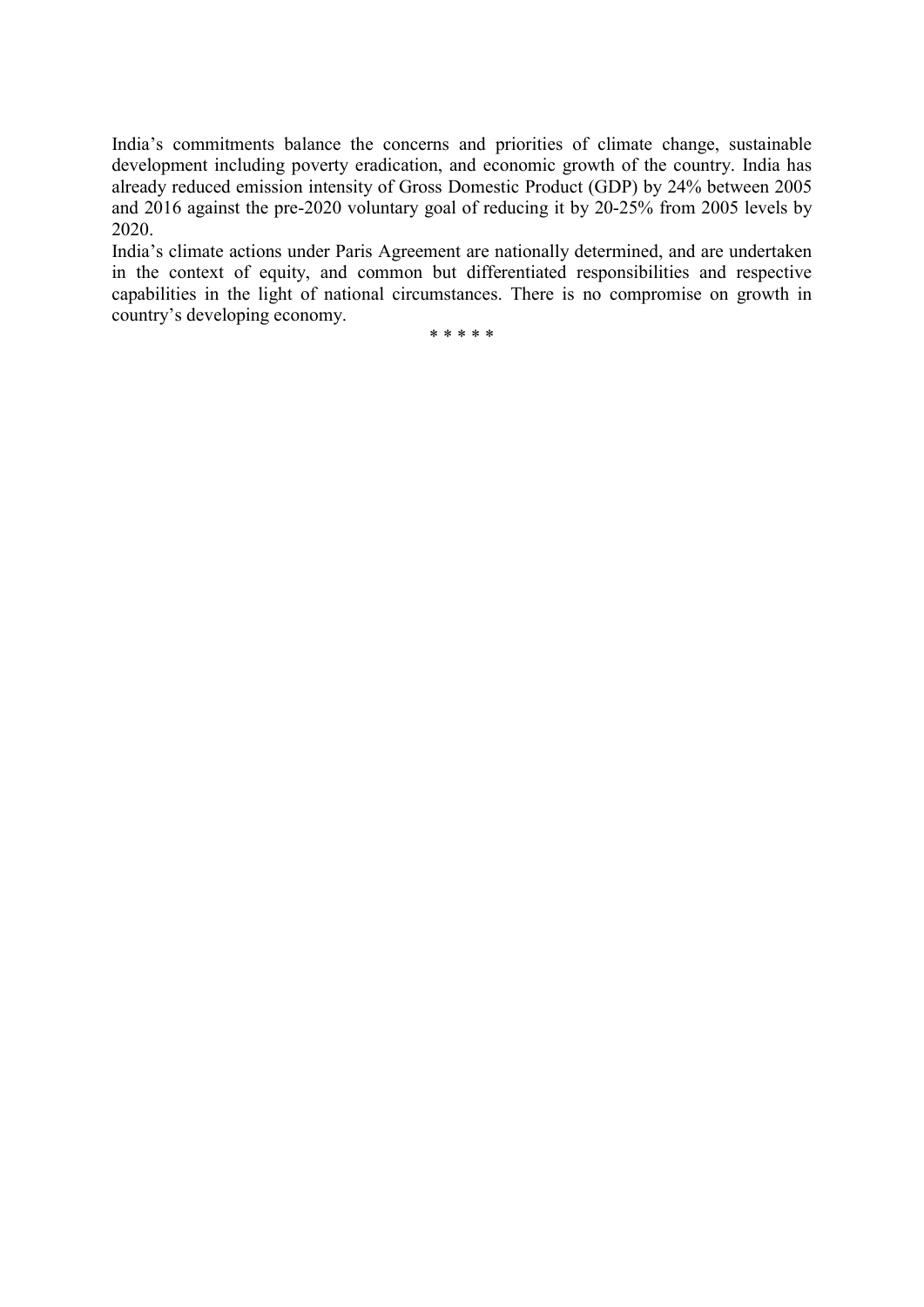India's commitments balance the concerns and priorities of climate change, sustainable development including poverty eradication, and economic growth of the country. India has already reduced emission intensity of Gross Domestic Product (GDP) by 24% between 2005 and 2016 against the pre-2020 voluntary goal of reducing it by 20-25% from 2005 levels by 2020.

India's climate actions under Paris Agreement are nationally determined, and are undertaken in the context of equity, and common but differentiated responsibilities and respective capabilities in the light of national circumstances. There is no compromise on growth in country's developing economy.

* * * * *